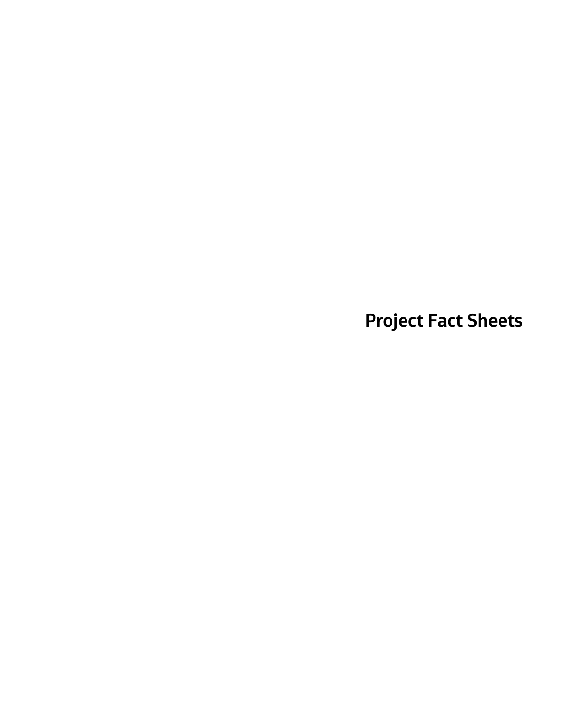# Project Fact Sheets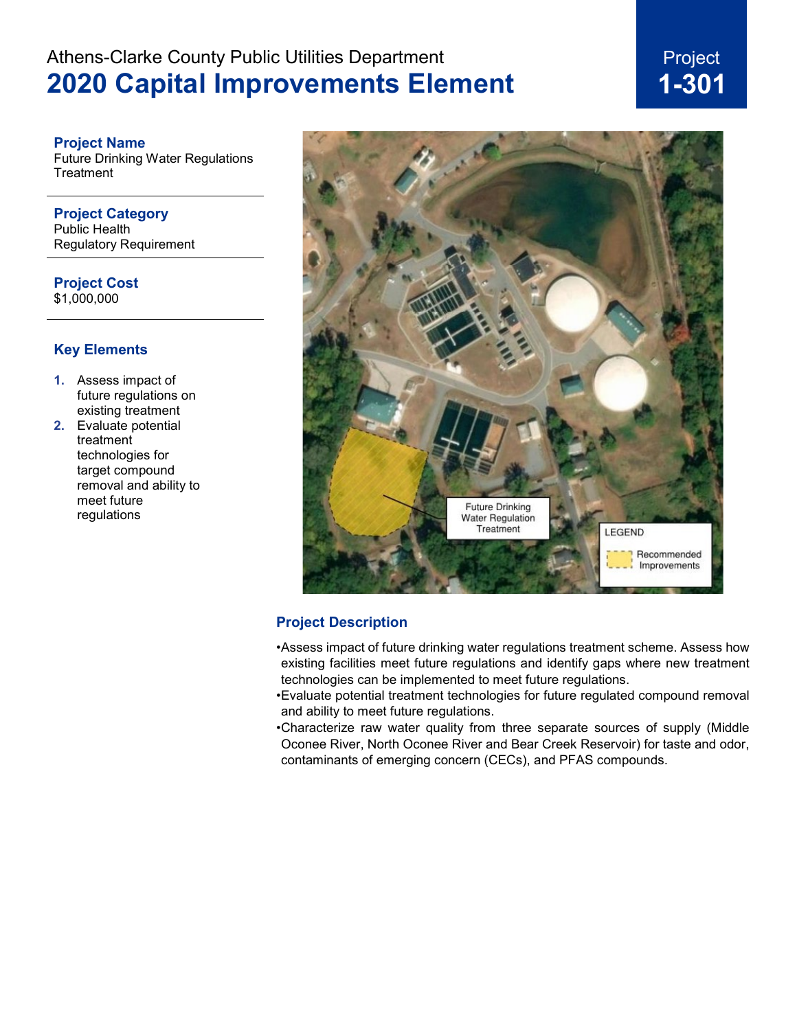Athens-Clarke County Public Utilities Department

# 2020 Capital Improvements Element

Project **1-301**

### Project Name
Future Drinking Water Regulations Treatment

### Project Category
Public Health
Regulatory Requirement

### Project Cost
$1,000,000

### Key Elements

1. Assess impact of future regulations on existing treatment
2. Evaluate potential treatment technologies for target compound removal and ability to meet future regulations

Future Drinking Water Regulation Treatment

LEGEND
Recommended Improvements

### Project Description

- Assess impact of future drinking water regulations treatment scheme. Assess how existing facilities meet future regulations and identify gaps where new treatment technologies can be implemented to meet future regulations.
- Evaluate potential treatment technologies for future regulated compound removal and ability to meet future regulations.
- Characterize raw water quality from three separate sources of supply (Middle Oconee River, North Oconee River and Bear Creek Reservoir) for taste and odor, contaminants of emerging concern (CECs), and PFAS compounds.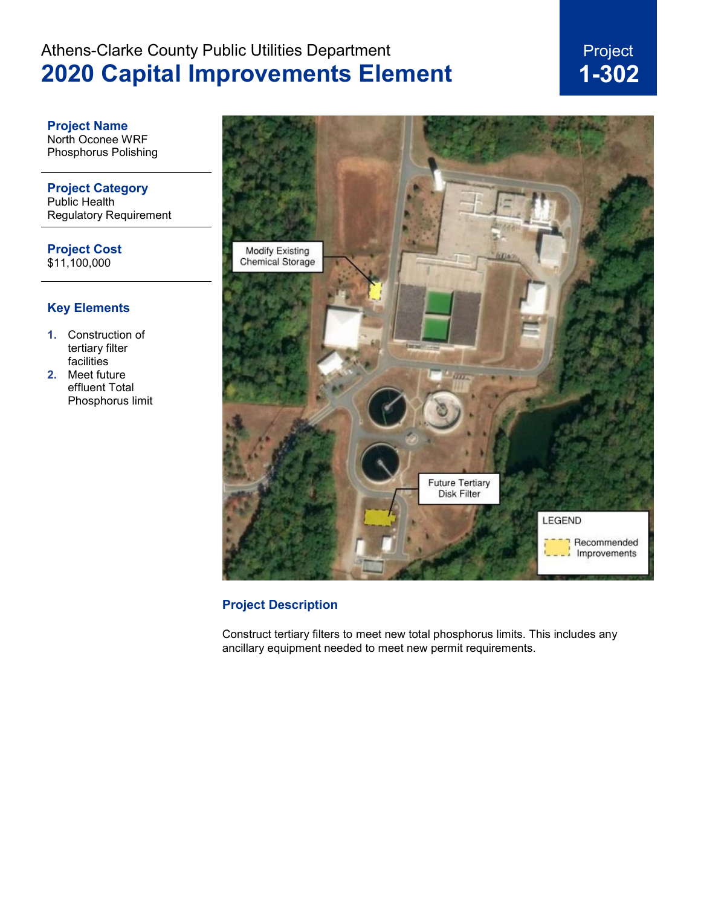Athens-Clarke County Public Utilities Department

# 2020 Capital Improvements Element

Project **1-302**

### Project Name
North Oconee WRF Phosphorus Polishing

### Project Category
Public Health
Regulatory Requirement

### Project Cost
$11,100,000

### Key Elements

1. Construction of tertiary filter facilities
2. Meet future effluent Total Phosphorus limit

Modify Existing Chemical Storage

Future Tertiary Disk Filter

LEGEND

Recommended Improvements

### Project Description

Construct tertiary filters to meet new total phosphorus limits. This includes any ancillary equipment needed to meet new permit requirements.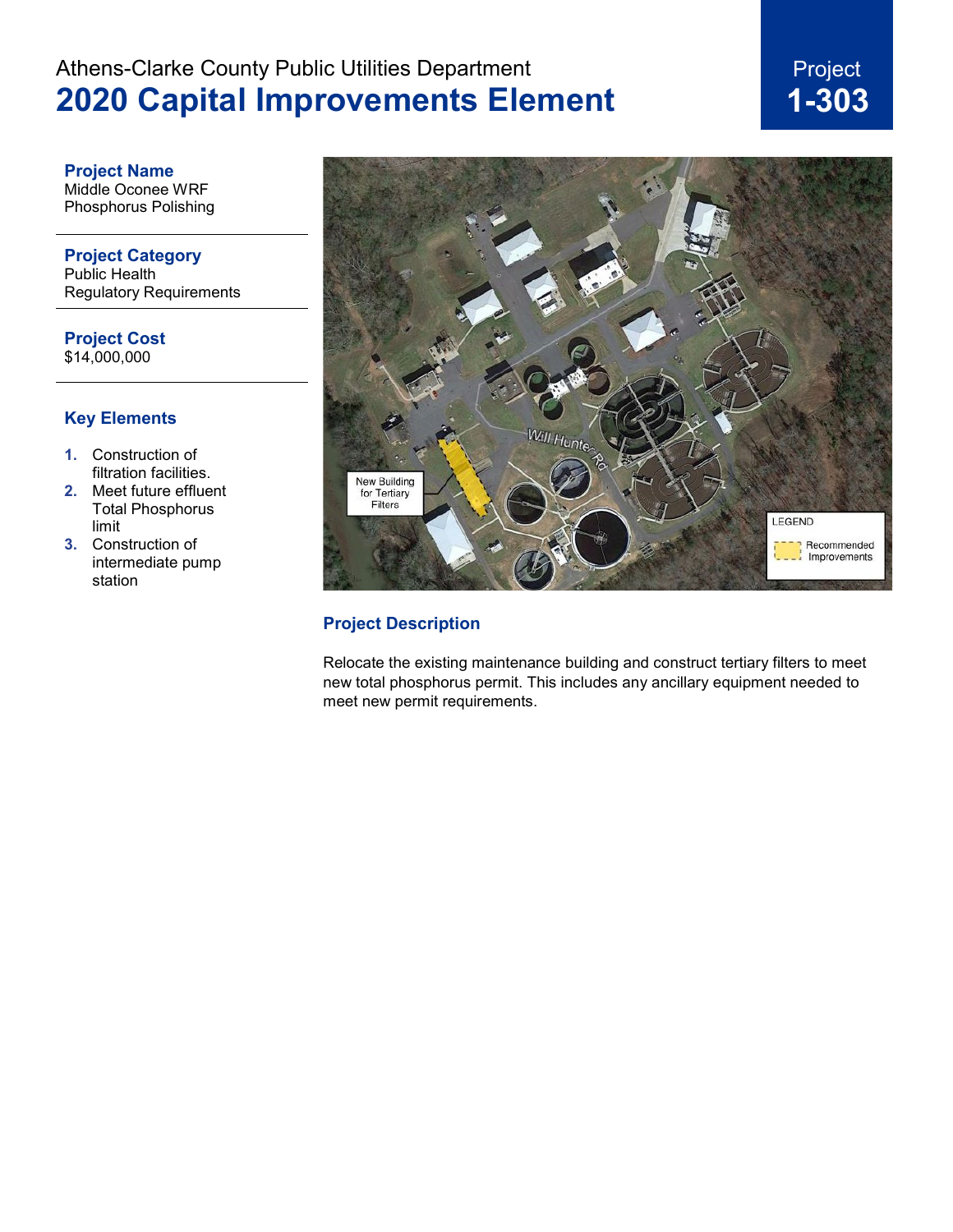Athens-Clarke County Public Utilities Department

# 2020 Capital Improvements Element

Project **1-303**

**Project Name**
Middle Oconee WRF Phosphorus Polishing

**Project Category**
Public Health
Regulatory Requirements

**Project Cost**
$14,000,000

**Key Elements**

1. Construction of filtration facilities.
2. Meet future effluent Total Phosphorus limit
3. Construction of intermediate pump station

**Project Description**

Relocate the existing maintenance building and construct tertiary filters to meet new total phosphorus permit. This includes any ancillary equipment needed to meet new permit requirements.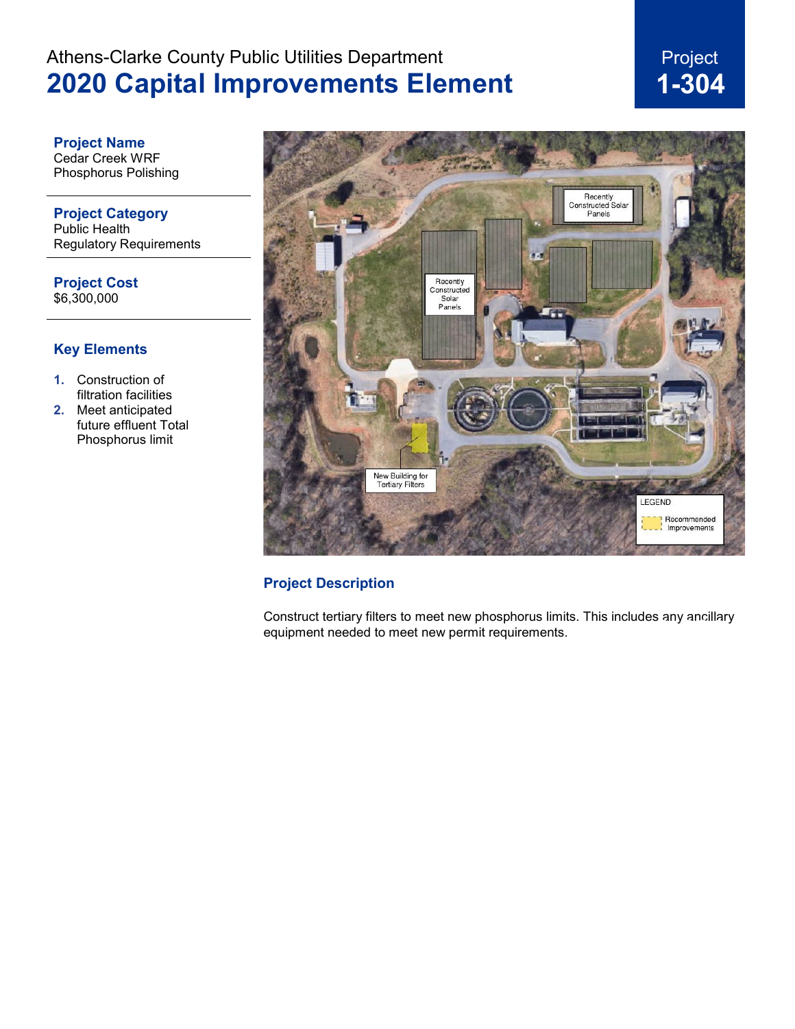Athens-Clarke County Public Utilities Department

# 2020 Capital Improvements Element

Project **1-304**

### Project Name
Cedar Creek WRF Phosphorus Polishing

### Project Category
Public Health
Regulatory Requirements

### Project Cost
$6,300,000

### Key Elements

1. Construction of filtration facilities
2. Meet anticipated future effluent Total Phosphorus limit

### Project Description

Construct tertiary filters to meet new phosphorus limits. This includes any ancillary equipment needed to meet new permit requirements.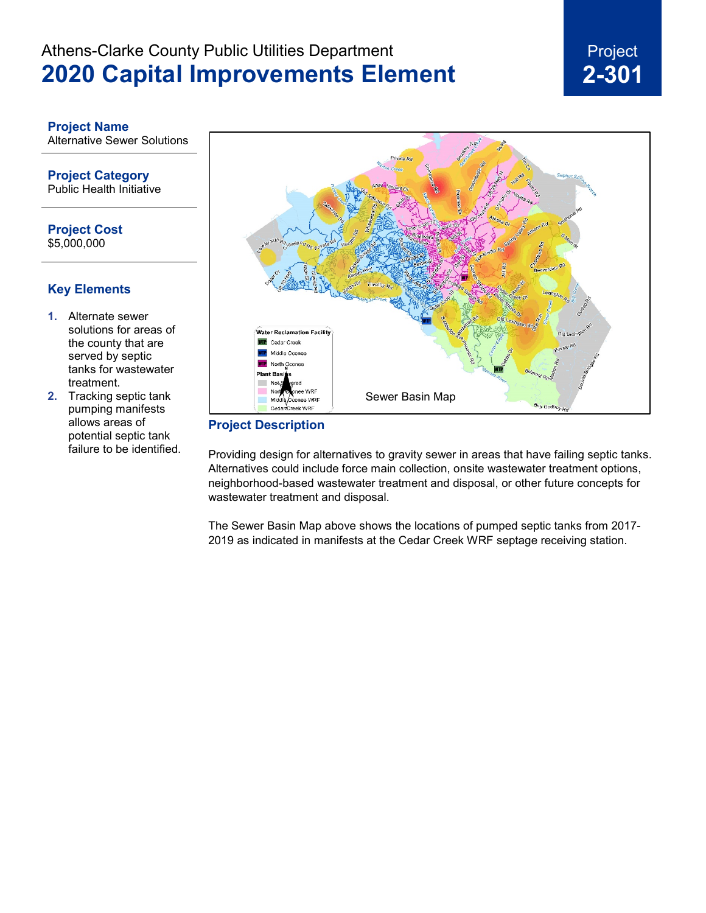Athens-Clarke County Public Utilities Department

# 2020 Capital Improvements Element

Project
**2-301**

### Project Name
Alternative Sewer Solutions

### Project Category
Public Health Initiative

### Project Cost
$5,000,000

### Key Elements

1. Alternate sewer solutions for areas of the county that are served by septic tanks for wastewater treatment.
2. Tracking septic tank pumping manifests allows areas of potential septic tank failure to be identified.

Sewer Basin Map

### Project Description

Providing design for alternatives to gravity sewer in areas that have failing septic tanks. Alternatives could include force main collection, onsite wastewater treatment options, neighborhood-based wastewater treatment and disposal, or other future concepts for wastewater treatment and disposal.

The Sewer Basin Map above shows the locations of pumped septic tanks from 2017-2019 as indicated in manifests at the Cedar Creek WRF septage receiving station.